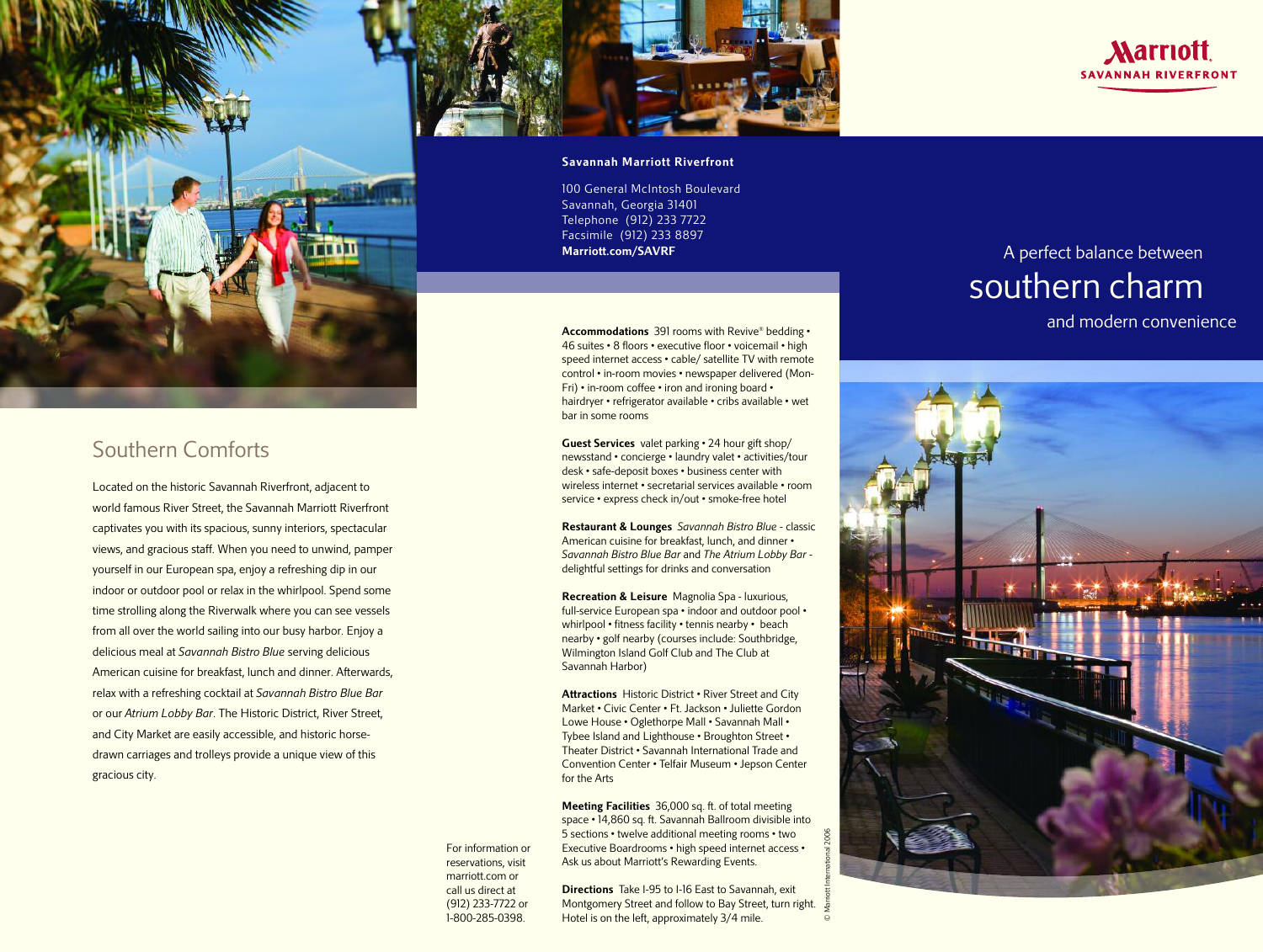Marriott
SAVANNAH RIVERFRONT

# A perfect balance between southern charm and modern convenience

## Southern Comforts

Located on the historic Savannah Riverfront, adjacent to world famous River Street, the Savannah Marriott Riverfront captivates you with its spacious, sunny interiors, spectacular views, and gracious staff. When you need to unwind, pamper yourself in our European spa, enjoy a refreshing dip in our indoor or outdoor pool or relax in the whirlpool. Spend some time strolling along the Riverwalk where you can see vessels from all over the world sailing into our busy harbor. Enjoy a delicious meal at *Savannah Bistro Blue* serving delicious American cuisine for breakfast, lunch and dinner. Afterwards, relax with a refreshing cocktail at *Savannah Bistro Blue Bar* or our *Atrium Lobby Bar*. The Historic District, River Street, and City Market are easily accessible, and historic horse-drawn carriages and trolleys provide a unique view of this gracious city.

**Savannah Marriott Riverfront**

100 General McIntosh Boulevard
Savannah, Georgia 31401
Telephone (912) 233 7722
Facsimile (912) 233 8897
**Marriott.com/SAVRF**

**Accommodations** 391 rooms with Revive® bedding • 46 suites • 8 floors • executive floor • voicemail • high speed internet access • cable/ satellite TV with remote control • in-room movies • newspaper delivered (Mon-Fri) • in-room coffee • iron and ironing board • hairdryer • refrigerator available • cribs available • wet bar in some rooms

**Guest Services** valet parking • 24 hour gift shop/ newsstand • concierge • laundry valet • activities/tour desk • safe-deposit boxes • business center with wireless internet • secretarial services available • room service • express check in/out • smoke-free hotel

**Restaurant & Lounges** *Savannah Bistro Blue* - classic American cuisine for breakfast, lunch, and dinner • *Savannah Bistro Blue Bar* and *The Atrium Lobby Bar* - delightful settings for drinks and conversation

**Recreation & Leisure** Magnolia Spa - luxurious, full-service European spa • indoor and outdoor pool • whirlpool • fitness facility • tennis nearby • beach nearby • golf nearby (courses include: Southbridge, Wilmington Island Golf Club and The Club at Savannah Harbor)

**Attractions** Historic District • River Street and City Market • Civic Center • Ft. Jackson • Juliette Gordon Lowe House • Oglethorpe Mall • Savannah Mall • Tybee Island and Lighthouse • Broughton Street • Theater District • Savannah International Trade and Convention Center • Telfair Museum • Jepson Center for the Arts

**Meeting Facilities** 36,000 sq. ft. of total meeting space • 14,860 sq. ft. Savannah Ballroom divisible into 5 sections • twelve additional meeting rooms • two Executive Boardrooms • high speed internet access • Ask us about Marriott's Rewarding Events.

**Directions** Take I-95 to I-16 East to Savannah, exit Montgomery Street and follow to Bay Street, turn right. Hotel is on the left, approximately 3/4 mile.

For information or reservations, visit marriott.com or call us direct at (912) 233-7722 or 1-800-285-0398.

© Marriott International 2006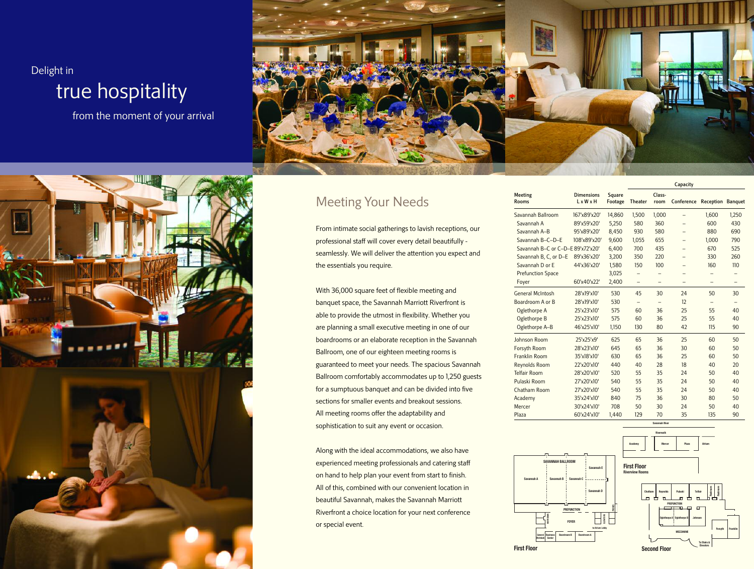Delight in

true hospitality

from the moment of your arrival

## Meeting Your Needs

From intimate social gatherings to lavish receptions, our professional staff will cover every detail beautifully - seamlessly. We will deliver the attention you expect and the essentials you require.

With 36,000 square feet of flexible meeting and banquet space, the Savannah Marriott Riverfront is able to provide the utmost in flexibility. Whether you are planning a small executive meeting in one of our boardrooms or an elaborate reception in the Savannah Ballroom, one of our eighteen meeting rooms is guaranteed to meet your needs. The spacious Savannah Ballroom comfortably accommodates up to 1,250 guests for a sumptuous banquet and can be divided into five sections for smaller events and breakout sessions. All meeting rooms offer the adaptability and sophistication to suit any event or occasion.

Along with the ideal accommodations, we also have experienced meeting professionals and catering staff on hand to help plan your event from start to finish. All of this, combined with our convenient location in beautiful Savannah, makes the Savannah Marriott Riverfront a choice location for your next conference or special event.

| Meeting Rooms | Dimensions L x W x H | Square Footage | Capacity | | | | |
|---|---|---|---|---|---|---|---|
| | | | Theater | Class-room | Conference | Reception | Banquet |
| Savannah Ballroom | 167'x89'x20' | 14,860 | 1,500 | 1,000 | – | 1,600 | 1,250 |
| Savannah A | 89'x59'x20' | 5,250 | 580 | 360 | – | 600 | 430 |
| Savannah A–B | 95'x89'x20' | 8,450 | 930 | 580 | – | 880 | 690 |
| Savannah B–C–D–E | 108'x89'x20' | 9,600 | 1,055 | 655 | – | 1,000 | 790 |
| Savannah B–C or C–D–E | 89'x72'x20' | 6,400 | 700 | 435 | – | 670 | 525 |
| Savannah B, C, or D–E | 89'x36'x20' | 3,200 | 350 | 220 | – | 330 | 260 |
| Savannah D or E | 44'x36'x20' | 1,580 | 150 | 100 | – | 160 | 110 |
| Prefunction Space | | 3,025 | – | – | – | – | – |
| Foyer | 60'x40'x22' | 2,400 | – | – | – | – | – |
| General McIntosh | 28'x19'x10' | 530 | 45 | 30 | 24 | 50 | 30 |
| Boardroom A or B | 28'x19'x10' | 530 | – | – | 12 | – | – |
| Oglethorpe A | 25'x23'x10' | 575 | 60 | 36 | 25 | 55 | 40 |
| Oglethorpe B | 25'x23'x10' | 575 | 60 | 36 | 25 | 55 | 40 |
| Oglethorpe A–B | 46'x25'x10' | 1,150 | 130 | 80 | 42 | 115 | 90 |
| Johnson Room | 25'x25'x9' | 625 | 65 | 36 | 25 | 60 | 50 |
| Forsyth Room | 28'x23'x10' | 645 | 65 | 36 | 30 | 60 | 50 |
| Franklin Room | 35'x18'x10' | 630 | 65 | 36 | 25 | 60 | 50 |
| Reynolds Room | 22'x20'x10' | 440 | 40 | 28 | 18 | 40 | 20 |
| Telfair Room | 28'x20'x10' | 520 | 55 | 35 | 24 | 50 | 40 |
| Pulaski Room | 27'x20'x10' | 540 | 55 | 35 | 24 | 50 | 40 |
| Chatham Room | 27'x20'x10' | 540 | 55 | 35 | 24 | 50 | 40 |
| Academy | 35'x24'x10' | 840 | 75 | 36 | 30 | 80 | 50 |
| Mercer | 30'x24'x10' | 708 | 50 | 30 | 24 | 50 | 40 |
| Plaza | 60'x24'x10' | 1,440 | 129 | 70 | 35 | 135 | 90 |

SAVANNAH BALLROOM
Savannah A
Savannah B
Savannah C
Savannah D
Savannah E
PREFUNCTION
FOYER
General McIntosh
Business Center
Boardroom B
Boardroom A
to Atrium Lobby

**First Floor**

Savannah River
Riverwalk
Academy
Mercer
Plaza
Atrium

**First Floor**
Riverview Rooms

Chatham
Reynolds
Pulaski
Telfair
PREFUNCTION
Oglethorpe A
Oglethorpe B
Johnson
MEZZANINE
Forsyth
Franklin
To Stairs & Elevators

**Second Floor**